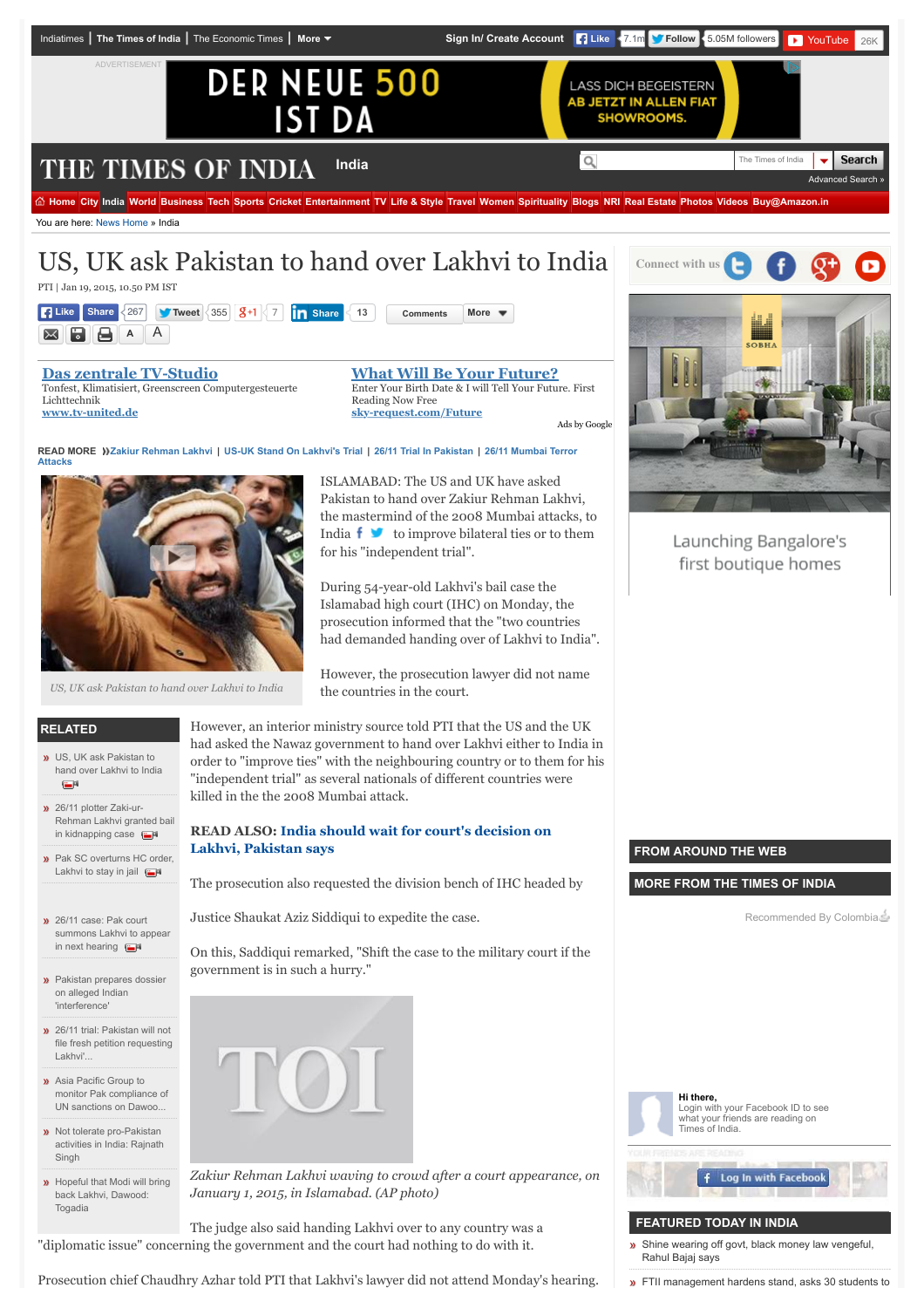# US, UK ask Pakistan to hand over Lakhvi to India

PTI | Jan 19, 2015, 10.50 PM IST

READ MORE Zakiur Rehman Lakhvi | US-UK Stand On Lakhvi's Trial | 26/11 Trial In Pakistan | 26/11 Mumbai Terror Attacks

US, UK ask Pakistan to hand over Lakhvi to India

ISLAMABAD: The US and UK have asked Pakistan to hand over Zakiur Rehman Lakhvi, the mastermind of the 2008 Mumbai attacks, to India to improve bilateral ties or to them for his "independent trial".

During 54-year-old Lakhvi's bail case the Islamabad high court (IHC) on Monday, the prosecution informed that the "two countries had demanded handing over of Lakhvi to India".

However, the prosecution lawyer did not name the countries in the court.

However, an interior ministry source told PTI that the US and the UK had asked the Nawaz government to hand over Lakhvi either to India in order to "improve ties" with the neighbouring country or to them for his "independent trial" as several nationals of different countries were killed in the the 2008 Mumbai attack.

**READ ALSO: India should wait for court's decision on Lakhvi, Pakistan says**

The prosecution also requested the division bench of IHC headed by

Justice Shaukat Aziz Siddiqui to expedite the case.

On this, Saddiqui remarked, "Shift the case to the military court if the government is in such a hurry."

*Zakiur Rehman Lakhvi waving to crowd after a court appearance, on January 1, 2015, in Islamabad. (AP photo)*

The judge also said handing Lakhvi over to any country was a "diplomatic issue" concerning the government and the court had nothing to do with it.

Prosecution chief Chaudhry Azhar told PTI that Lakhvi's lawyer did not attend Monday's hearing.

## RELATED

- US, UK ask Pakistan to hand over Lakhvi to India
- 26/11 plotter Zaki-ur-Rehman Lakhvi granted bail in kidnapping case
- Pak SC overturns HC order, Lakhvi to stay in jail
- 26/11 case: Pak court summons Lakhvi to appear in next hearing
- Pakistan prepares dossier on alleged Indian 'interference'
- 26/11 trial: Pakistan will not file fresh petition requesting Lakhvi'...
- Asia Pacific Group to monitor Pak compliance of UN sanctions on Dawoo...
- Not tolerate pro-Pakistan activities in India: Rajnath Singh
- Hopeful that Modi will bring back Lakhvi, Dawood: Togadia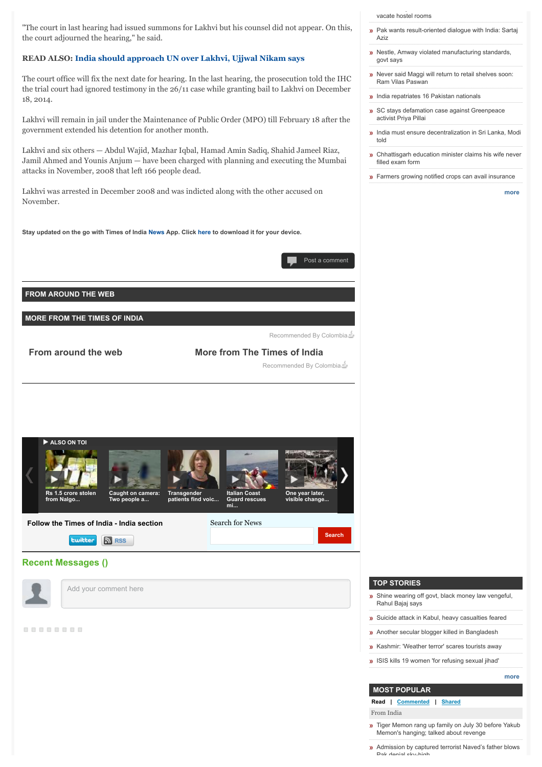"The court in last hearing had issued summons for Lakhvi but his counsel did not appear. On this, the court adjourned the hearing," he said.

**READ ALSO:** **India should approach UN over Lakhvi, Ujjwal Nikam says**

The court office will fix the next date for hearing. In the last hearing, the prosecution told the IHC the trial court had ignored testimony in the 26/11 case while granting bail to Lakhvi on December 18, 2014.

Lakhvi will remain in jail under the Maintenance of Public Order (MPO) till February 18 after the government extended his detention for another month.

Lakhvi and six others — Abdul Wajid, Mazhar Iqbal, Hamad Amin Sadiq, Shahid Jameel Riaz, Jamil Ahmed and Younis Anjum — have been charged with planning and executing the Mumbai attacks in November, 2008 that left 166 people dead.

Lakhvi was arrested in December 2008 and was indicted along with the other accused on November.

**Stay updated on the go with Times of India News App. Click here to download it for your device.**

Post a comment

## FROM AROUND THE WEB

## MORE FROM THE TIMES OF INDIA

Recommended By Colombia

**From around the web** | **More from The Times of India**

Recommended By Colombia

**ALSO ON TOI**

- Rs 1.5 crore stolen from Nalgo...
- Caught on camera: Two people a...
- Transgender patients find voic...
- Italian Coast Guard rescues mi...
- One year later, visible change...

**Follow the Times of India - India section**

twitter RSS

Search for News

Search

## Recent Messages ()

Add your comment here

---

- vacate hostel rooms
- Pak wants result-oriented dialogue with India: Sartaj Aziz
- Nestle, Amway violated manufacturing standards, govt says
- Never said Maggi will return to retail shelves soon: Ram Vilas Paswan
- India repatriates 16 Pakistan nationals
- SC stays defamation case against Greenpeace activist Priya Pillai
- India must ensure decentralization in Sri Lanka, Modi told
- Chhattisgarh education minister claims his wife never filled exam form
- Farmers growing notified crops can avail insurance

more

## TOP STORIES

- Shine wearing off govt, black money law vengeful, Rahul Bajaj says
- Suicide attack in Kabul, heavy casualties feared
- Another secular blogger killed in Bangladesh
- Kashmir: 'Weather terror' scares tourists away
- ISIS kills 19 women 'for refusing sexual jihad'

more

## MOST POPULAR

**Read** | Commented | Shared

From India

- Tiger Memon rang up family on July 30 before Yakub Memon's hanging; talked about revenge
- Admission by captured terrorist Naved's father blows Pak denial sky-high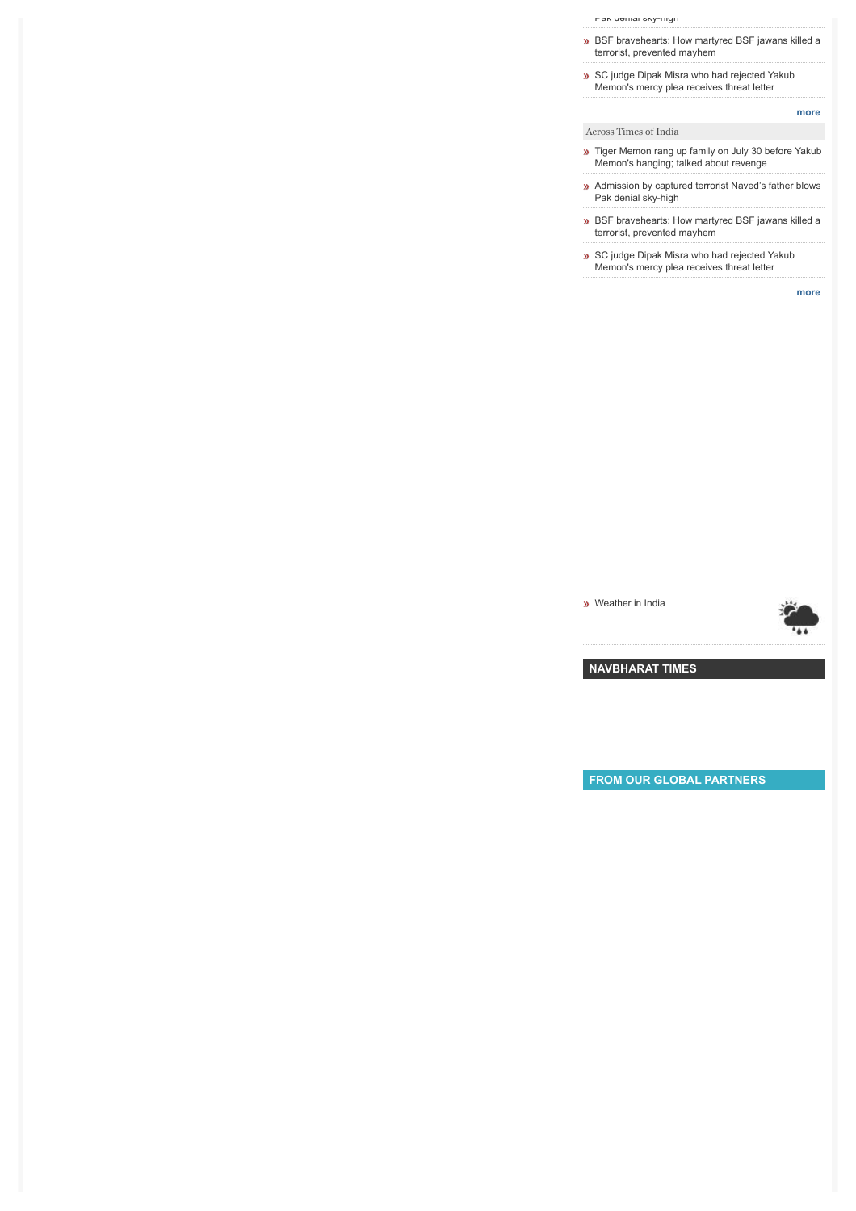Pak denial sky-high

» BSF bravehearts: How martyred BSF jawans killed a terrorist, prevented mayhem

» SC judge Dipak Misra who had rejected Yakub Memon's mercy plea receives threat letter

more

Across Times of India

» Tiger Memon rang up family on July 30 before Yakub Memon's hanging; talked about revenge

» Admission by captured terrorist Naved's father blows Pak denial sky-high

» BSF bravehearts: How martyred BSF jawans killed a terrorist, prevented mayhem

» SC judge Dipak Misra who had rejected Yakub Memon's mercy plea receives threat letter

more

» Weather in India

## NAVBHARAT TIMES

## FROM OUR GLOBAL PARTNERS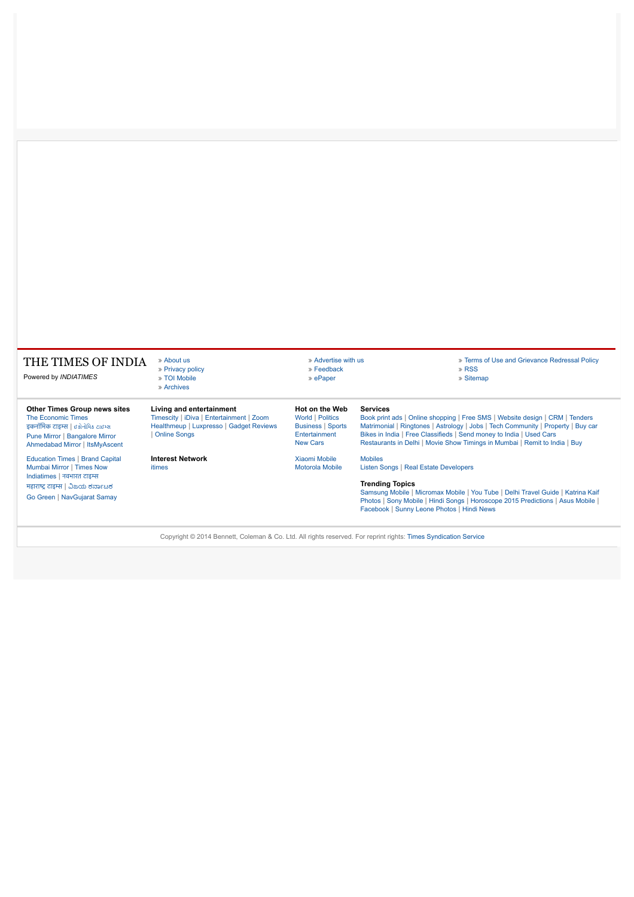THE TIMES OF INDIA

Powered by *INDIATIMES*

» About us
» Privacy policy
» TOI Mobile
» Archives

» Advertise with us
» Feedback
» ePaper

» Terms of Use and Grievance Redressal Policy
» RSS
» Sitemap

**Other Times Group news sites**
The Economic Times
इकनॉमिक टाइम्स | ઇકોનોમિક ટાઇમ્સ
Pune Mirror | Bangalore Mirror
Ahmedabad Mirror | ItsMyAscent

Education Times | Brand Capital
Mumbai Mirror | Times Now
Indiatimes | नवभारत टाइम्स
महाराष्ट्र टाइम्स | ವಿಜಯ ಕರ್ನಾಟಕ
Go Green | NavGujarat Samay

**Living and entertainment**
Timescity | iDiva | Entertainment | Zoom
Healthmeup | Luxpresso | Gadget Reviews
| Online Songs

**Interest Network**
itimes

**Hot on the Web**
World | Politics
Business | Sports
Entertainment
New Cars

Xiaomi Mobile
Motorola Mobile

**Services**
Book print ads | Online shopping | Free SMS | Website design | CRM | Tenders
Matrimonial | Ringtones | Astrology | Jobs | Tech Community | Property | Buy car
Bikes in India | Free Classifieds | Send money to India | Used Cars
Restaurants in Delhi | Movie Show Timings in Mumbai | Remit to India | Buy

Mobiles
Listen Songs | Real Estate Developers

**Trending Topics**
Samsung Mobile | Micromax Mobile | You Tube | Delhi Travel Guide | Katrina Kaif
Photos | Sony Mobile | Hindi Songs | Horoscope 2015 Predictions | Asus Mobile |
Facebook | Sunny Leone Photos | Hindi News

Copyright © 2014 Bennett, Coleman & Co. Ltd. All rights reserved. For reprint rights: Times Syndication Service